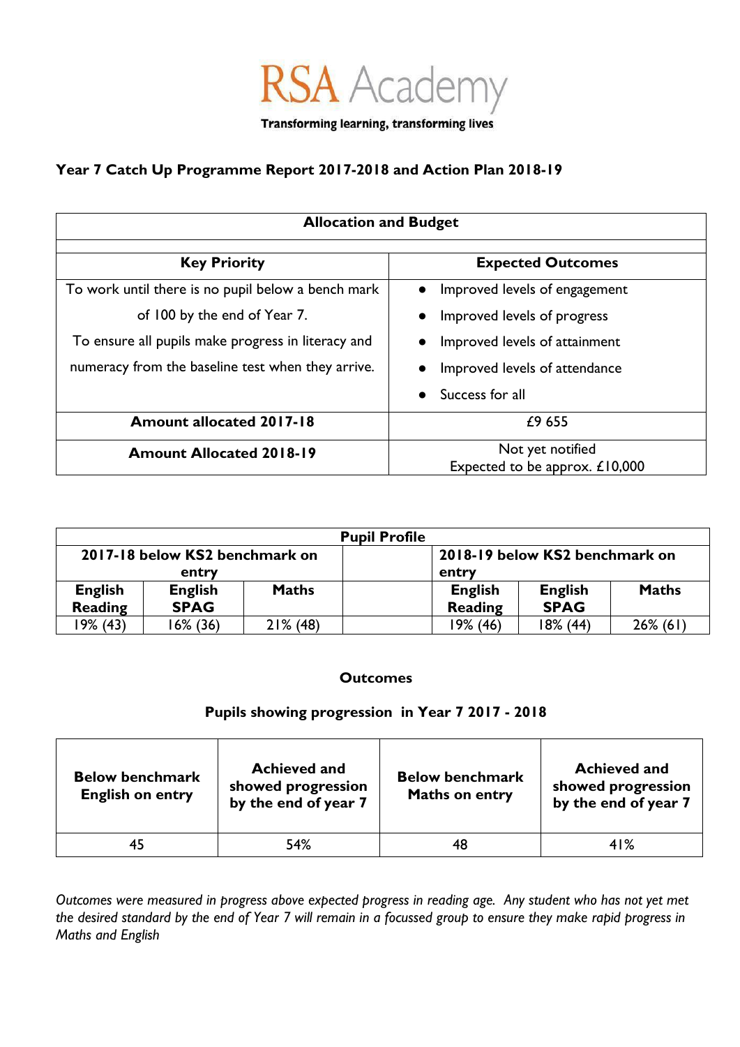RSA Academy

**Transforming learning, transforming lives**

## Year 7 Catch Up Programme Report 2017-2018 and Action Plan 2018-19

| Allocation and Budget | |
|---|---|
| **Key Priority** | **Expected Outcomes** |
| To work until there is no pupil below a bench mark of 100 by the end of Year 7. To ensure all pupils make progress in literacy and numeracy from the baseline test when they arrive. | • Improved levels of engagement <br> • Improved levels of progress <br> • Improved levels of attainment <br> • Improved levels of attendance <br> • Success for all |
| **Amount allocated 2017-18** | £9 655 |
| **Amount Allocated 2018-19** | Not yet notified <br> Expected to be approx. £10,000 |

| Pupil Profile | | | | | | |
|---|---|---|---|---|---|---|
| 2017-18 below KS2 benchmark on entry | | | | 2018-19 below KS2 benchmark on entry | | |
| **English Reading** | **English SPAG** | **Maths** | | **English Reading** | **English SPAG** | **Maths** |
| 19% (43) | 16% (36) | 21% (48) | | 19% (46) | 18% (44) | 26% (61) |

### Outcomes

### Pupils showing progression in Year 7 2017 - 2018

| Below benchmark English on entry | Achieved and showed progression by the end of year 7 | Below benchmark Maths on entry | Achieved and showed progression by the end of year 7 |
|---|---|---|---|
| 45 | 54% | 48 | 41% |

*Outcomes were measured in progress above expected progress in reading age. Any student who has not yet met the desired standard by the end of Year 7 will remain in a focussed group to ensure they make rapid progress in Maths and English*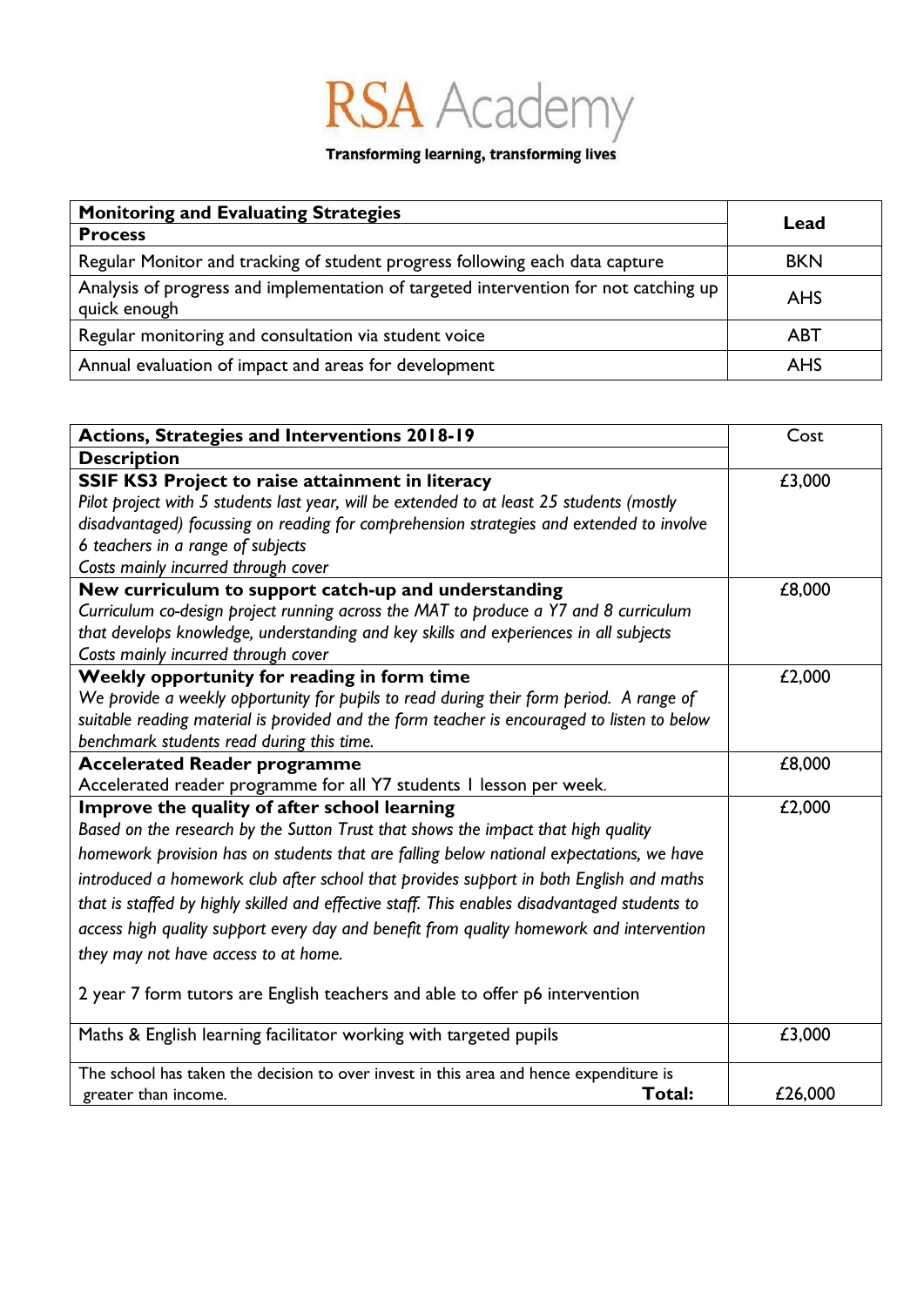RSA Academy

**Transforming learning, transforming lives**

| **Monitoring and Evaluating Strategies**<br>**Process** | **Lead** |
|---|---|
| Regular Monitor and tracking of student progress following each data capture | BKN |
| Analysis of progress and implementation of targeted intervention for not catching up quick enough | AHS |
| Regular monitoring and consultation via student voice | ABT |
| Annual evaluation of impact and areas for development | AHS |

| **Actions, Strategies and Interventions 2018-19**<br>**Description** | Cost |
|---|---|
| **SSIF KS3 Project to raise attainment in literacy**<br>*Pilot project with 5 students last year, will be extended to at least 25 students (mostly disadvantaged) focussing on reading for comprehension strategies and extended to involve 6 teachers in a range of subjects*<br>*Costs mainly incurred through cover* | £3,000 |
| **New curriculum to support catch-up and understanding**<br>*Curriculum co-design project running across the MAT to produce a Y7 and 8 curriculum that develops knowledge, understanding and key skills and experiences in all subjects*<br>*Costs mainly incurred through cover* | £8,000 |
| **Weekly opportunity for reading in form time**<br>*We provide a weekly opportunity for pupils to read during their form period. A range of suitable reading material is provided and the form teacher is encouraged to listen to below benchmark students read during this time.* | £2,000 |
| **Accelerated Reader programme**<br>Accelerated reader programme for all Y7 students 1 lesson per week. | £8,000 |
| **Improve the quality of after school learning**<br>*Based on the research by the Sutton Trust that shows the impact that high quality homework provision has on students that are falling below national expectations, we have introduced a homework club after school that provides support in both English and maths that is staffed by highly skilled and effective staff. This enables disadvantaged students to access high quality support every day and benefit from quality homework and intervention they may not have access to at home.*<br><br>2 year 7 form tutors are English teachers and able to offer p6 intervention | £2,000 |
| Maths & English learning facilitator working with targeted pupils | £3,000 |
| The school has taken the decision to over invest in this area and hence expenditure is greater than income. **Total:** | £26,000 |